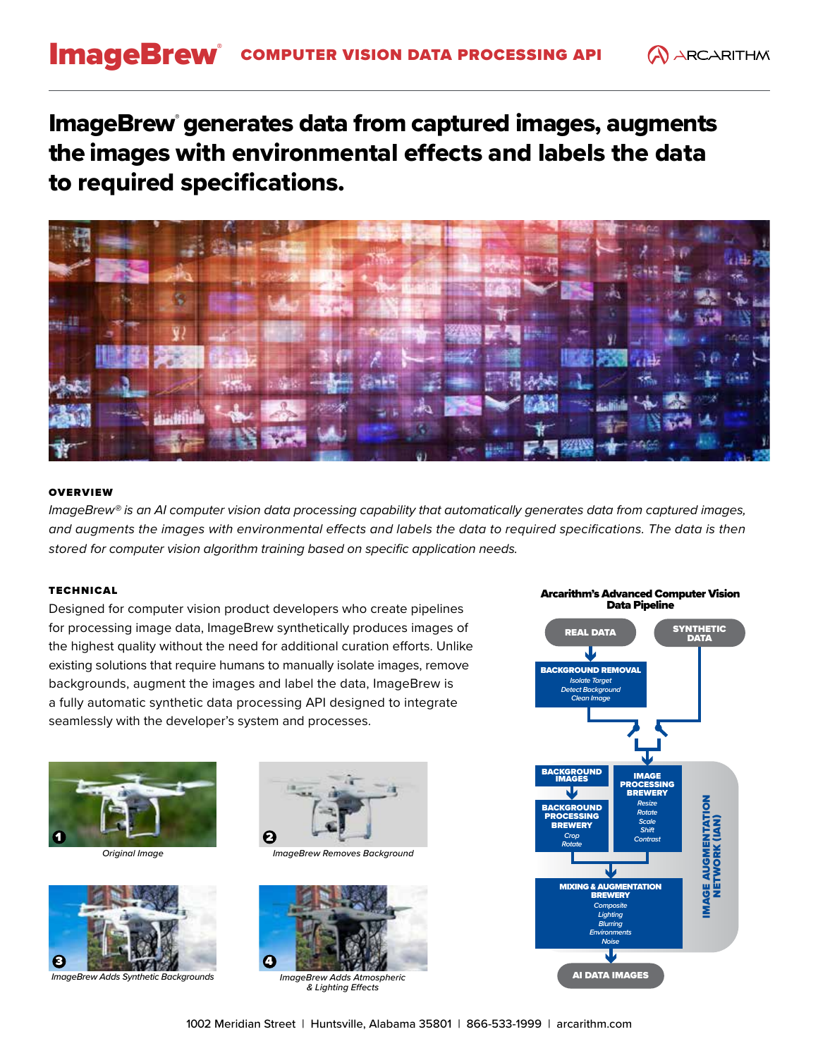# ImageBrew® COMPUTER VISION DATA PROCESSING API

ARCARITHM

## ImageBrew® generates data from captured images, augments the images with environmental effects and labels the data to required specifications.

### OVERVIEW

*ImageBrew® is an AI computer vision data processing capability that automatically generates data from captured images, and augments the images with environmental effects and labels the data to required specifications. The data is then stored for computer vision algorithm training based on specific application needs.*

### TECHNICAL

Designed for computer vision product developers who create pipelines for processing image data, ImageBrew synthetically produces images of the highest quality without the need for additional curation efforts. Unlike existing solutions that require humans to manually isolate images, remove backgrounds, augment the images and label the data, ImageBrew is a fully automatic synthetic data processing API designed to integrate seamlessly with the developer's system and processes.

1. *Original Image*
2. *ImageBrew Removes Background*
3. *ImageBrew Adds Synthetic Backgrounds*
4. *ImageBrew Adds Atmospheric & Lighting Effects*

**Arcarithm's Advanced Computer Vision Data Pipeline**

- REAL DATA → BACKGROUND REMOVAL (*Isolate Target, Detect Background, Clean Image*)
- SYNTHETIC DATA
- IMAGE AUGMENTATION NETWORK (IAN):
  - BACKGROUND IMAGES → BACKGROUND PROCESSING BREWERY (*Crop, Rotate*)
  - IMAGE PROCESSING BREWERY (*Resize, Rotate, Scale, Shift, Contrast*)
  - MIXING & AUGMENTATION BREWERY (*Composite, Lighting, Blurring, Environments, Noise*)
- AI DATA IMAGES

1002 Meridian Street | Huntsville, Alabama 35801 | 866-533-1999 | arcarithm.com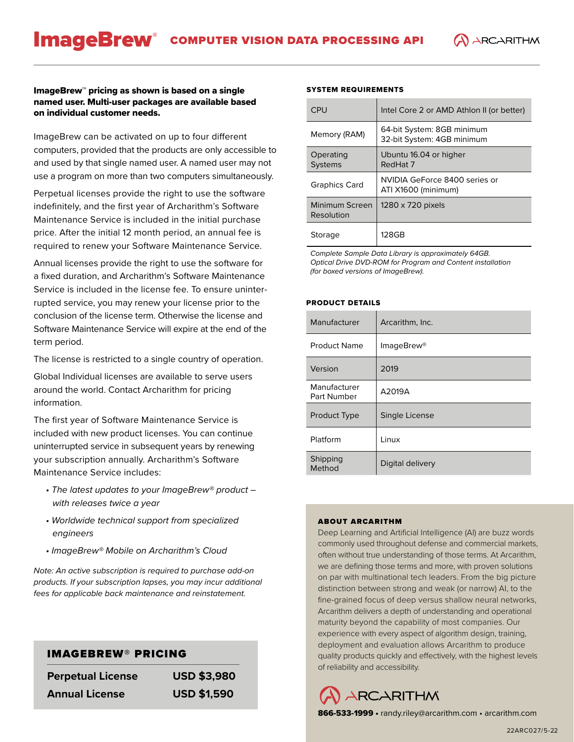# ImageBrew® COMPUTER VISION DATA PROCESSING API

**ImageBrew™ pricing as shown is based on a single named user. Multi-user packages are available based on individual customer needs.**

ImageBrew can be activated on up to four different computers, provided that the products are only accessible to and used by that single named user. A named user may not use a program on more than two computers simultaneously.

Perpetual licenses provide the right to use the software indefinitely, and the first year of Archarithm's Software Maintenance Service is included in the initial purchase price. After the initial 12 month period, an annual fee is required to renew your Software Maintenance Service.

Annual licenses provide the right to use the software for a fixed duration, and Archarithm's Software Maintenance Service is included in the license fee. To ensure uninterrupted service, you may renew your license prior to the conclusion of the license term. Otherwise the license and Software Maintenance Service will expire at the end of the term period.

The license is restricted to a single country of operation.

Global Individual licenses are available to serve users around the world. Contact Archarithm for pricing information.

The first year of Software Maintenance Service is included with new product licenses. You can continue uninterrupted service in subsequent years by renewing your subscription annually. Archarithm's Software Maintenance Service includes:

- *The latest updates to your ImageBrew® product – with releases twice a year*
- *Worldwide technical support from specialized engineers*
- *ImageBrew® Mobile on Archarithm's Cloud*

*Note: An active subscription is required to purchase add-on products. If your subscription lapses, you may incur additional fees for applicable back maintenance and reinstatement.*

## IMAGEBREW® PRICING

| | |
|---|---|
| **Perpetual License** | **USD $3,980** |
| **Annual License** | **USD $1,590** |

### SYSTEM REQUIREMENTS

| | |
|---|---|
| CPU | Intel Core 2 or AMD Athlon II (or better) |
| Memory (RAM) | 64-bit System: 8GB minimum<br>32-bit System: 4GB minimum |
| Operating Systems | Ubuntu 16.04 or higher<br>RedHat 7 |
| Graphics Card | NVIDIA GeForce 8400 series or ATI X1600 (minimum) |
| Minimum Screen Resolution | 1280 x 720 pixels |
| Storage | 128GB |

*Complete Sample Data Library is approximately 64GB.*
*Optical Drive DVD-ROM for Program and Content installation (for boxed versions of ImageBrew).*

### PRODUCT DETAILS

| | |
|---|---|
| Manufacturer | Arcarithm, Inc. |
| Product Name | ImageBrew® |
| Version | 2019 |
| Manufacturer Part Number | A2019A |
| Product Type | Single License |
| Platform | Linux |
| Shipping Method | Digital delivery |

### ABOUT ARCARITHM

Deep Learning and Artificial Intelligence (AI) are buzz words commonly used throughout defense and commercial markets, often without true understanding of those terms. At Arcarithm, we are defining those terms and more, with proven solutions on par with multinational tech leaders. From the big picture distinction between strong and weak (or narrow) AI, to the fine-grained focus of deep versus shallow neural networks, Arcarithm delivers a depth of understanding and operational maturity beyond the capability of most companies. Our experience with every aspect of algorithm design, training, deployment and evaluation allows Arcarithm to produce quality products quickly and effectively, with the highest levels of reliability and accessibility.

ARCARITHM

**866-533-1999** • randy.riley@arcarithm.com • arcarithm.com

22ARC027/5-22